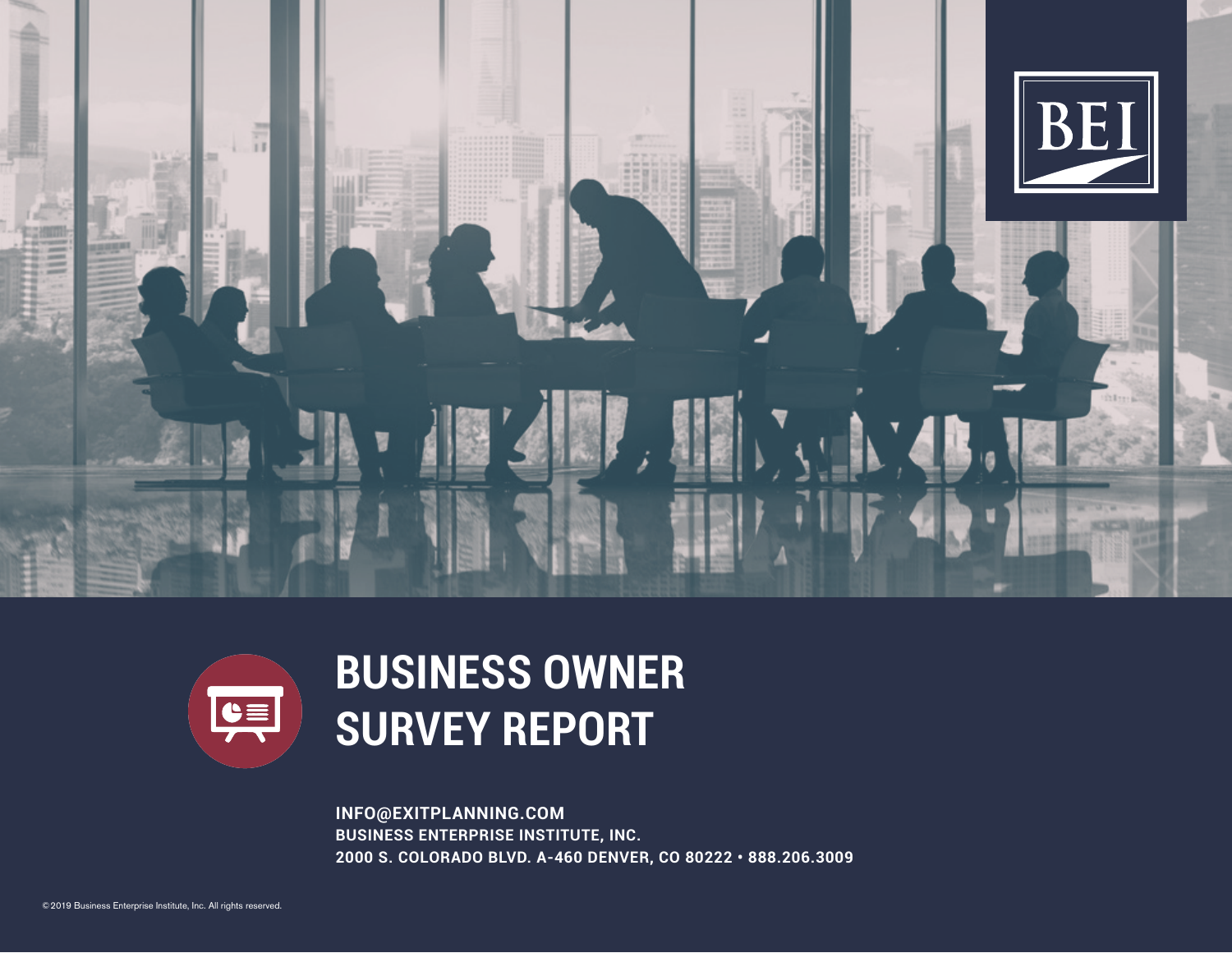# BUSINESS OWNER SURVEY REPORT

**INFO@EXITPLANNING.COM**
**BUSINESS ENTERPRISE INSTITUTE, INC.**
**2000 S. COLORADO BLVD. A-460 DENVER, CO 80222 • 888.206.3009**

©2019 Business Enterprise Institute, Inc. All rights reserved.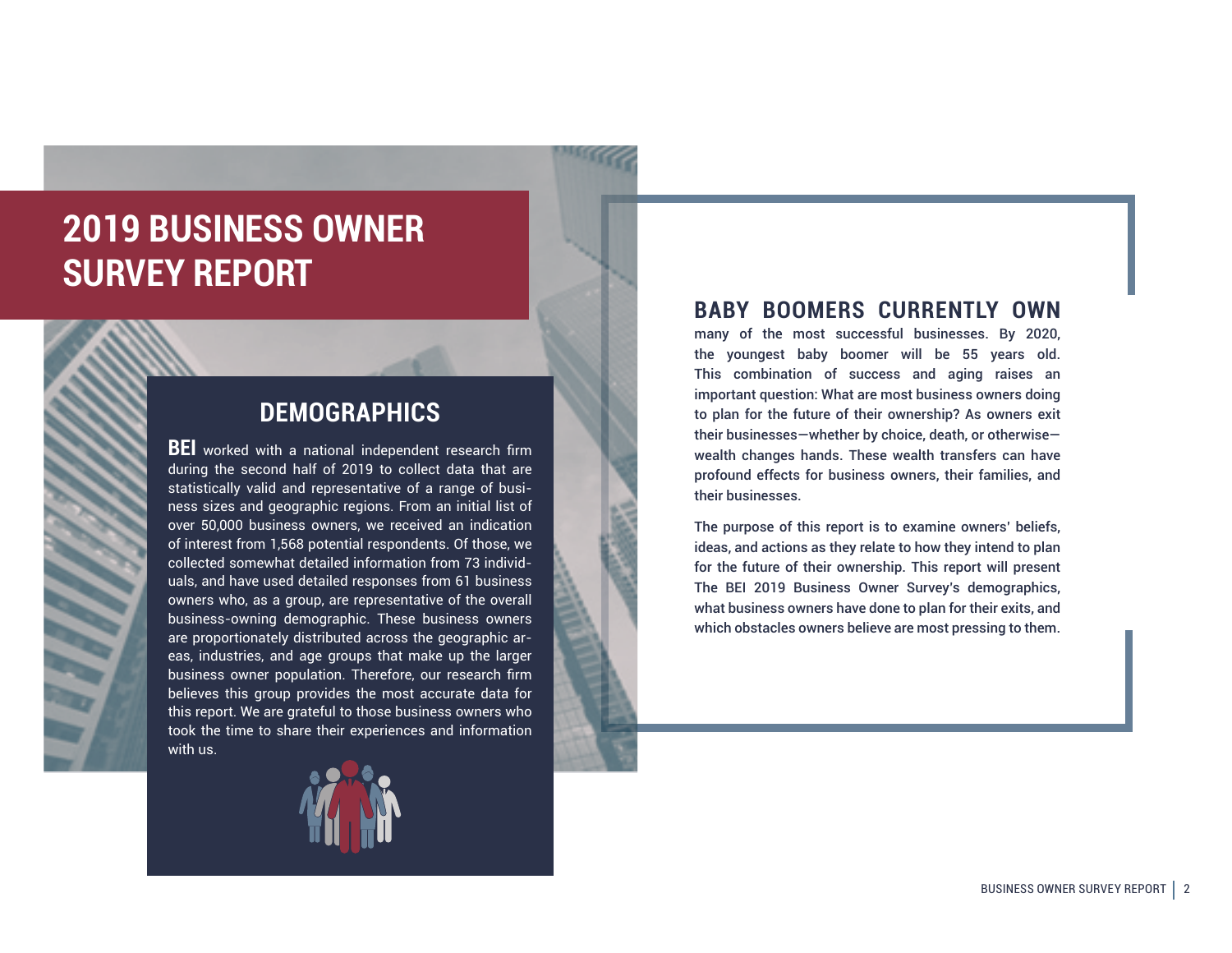# 2019 BUSINESS OWNER SURVEY REPORT

## DEMOGRAPHICS

**BEI** worked with a national independent research firm during the second half of 2019 to collect data that are statistically valid and representative of a range of business sizes and geographic regions. From an initial list of over 50,000 business owners, we received an indication of interest from 1,568 potential respondents. Of those, we collected somewhat detailed information from 73 individuals, and have used detailed responses from 61 business owners who, as a group, are representative of the overall business-owning demographic. These business owners are proportionately distributed across the geographic areas, industries, and age groups that make up the larger business owner population. Therefore, our research firm believes this group provides the most accurate data for this report. We are grateful to those business owners who took the time to share their experiences and information with us.

**BABY BOOMERS CURRENTLY OWN** many of the most successful businesses. By 2020, the youngest baby boomer will be 55 years old. This combination of success and aging raises an important question: What are most business owners doing to plan for the future of their ownership? As owners exit their businesses—whether by choice, death, or otherwise—wealth changes hands. These wealth transfers can have profound effects for business owners, their families, and their businesses.

The purpose of this report is to examine owners' beliefs, ideas, and actions as they relate to how they intend to plan for the future of their ownership. This report will present The BEI 2019 Business Owner Survey's demographics, what business owners have done to plan for their exits, and which obstacles owners believe are most pressing to them.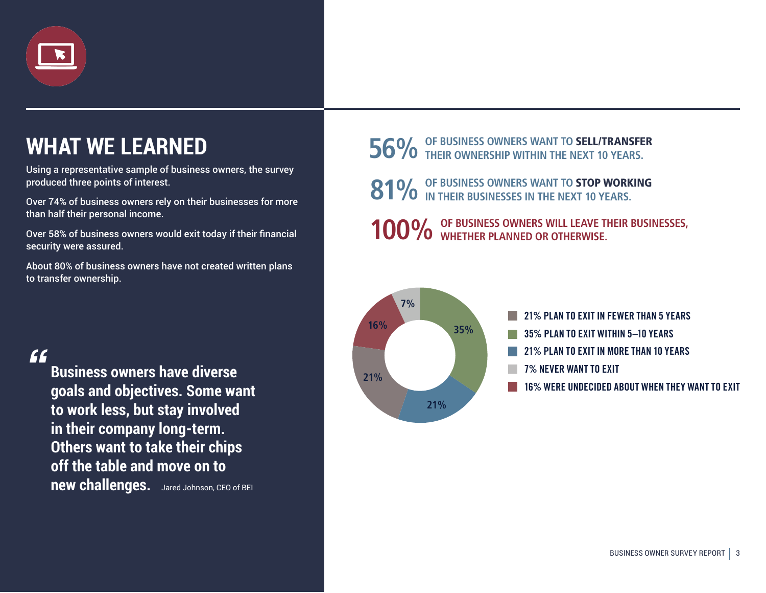# WHAT WE LEARNED

Using a representative sample of business owners, the survey produced three points of interest.

Over 74% of business owners rely on their businesses for more than half their personal income.

Over 58% of business owners would exit today if their financial security were assured.

About 80% of business owners have not created written plans to transfer ownership.

> **Business owners have diverse goals and objectives. Some want to work less, but stay involved in their company long-term. Others want to take their chips off the table and move on to new challenges.** Jared Johnson, CEO of BEI

**56%** OF BUSINESS OWNERS WANT TO **SELL/TRANSFER** THEIR OWNERSHIP WITHIN THE NEXT 10 YEARS.

**81%** OF BUSINESS OWNERS WANT TO **STOP WORKING** IN THEIR BUSINESSES IN THE NEXT 10 YEARS.

**100%** OF BUSINESS OWNERS WILL LEAVE THEIR BUSINESSES, WHETHER PLANNED OR OTHERWISE.

- 21% PLAN TO EXIT IN FEWER THAN 5 YEARS
- 35% PLAN TO EXIT WITHIN 5–10 YEARS
- 21% PLAN TO EXIT IN MORE THAN 10 YEARS
- 7% NEVER WANT TO EXIT
- 16% WERE UNDECIDED ABOUT WHEN THEY WANT TO EXIT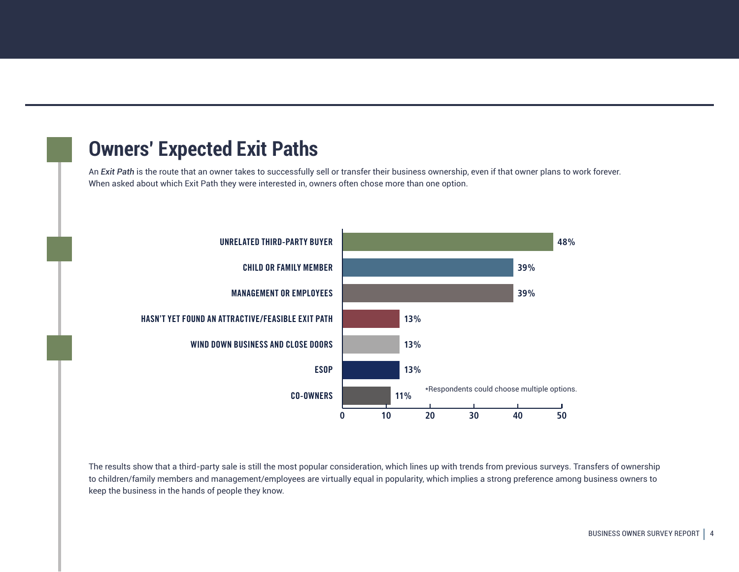# Owners' Expected Exit Paths

An ***Exit Path*** is the route that an owner takes to successfully sell or transfer their business ownership, even if that owner plans to work forever. When asked about which Exit Path they were interested in, owners often chose more than one option.

| Exit Path | Percentage |
|---|---|
| UNRELATED THIRD-PARTY BUYER | 48% |
| CHILD OR FAMILY MEMBER | 39% |
| MANAGEMENT OR EMPLOYEES | 39% |
| HASN'T YET FOUND AN ATTRACTIVE/FEASIBLE EXIT PATH | 13% |
| WIND DOWN BUSINESS AND CLOSE DOORS | 13% |
| ESOP | 13% |
| CO-OWNERS | 11% |

*Respondents could choose multiple options.

The results show that a third-party sale is still the most popular consideration, which lines up with trends from previous surveys. Transfers of ownership to children/family members and management/employees are virtually equal in popularity, which implies a strong preference among business owners to keep the business in the hands of people they know.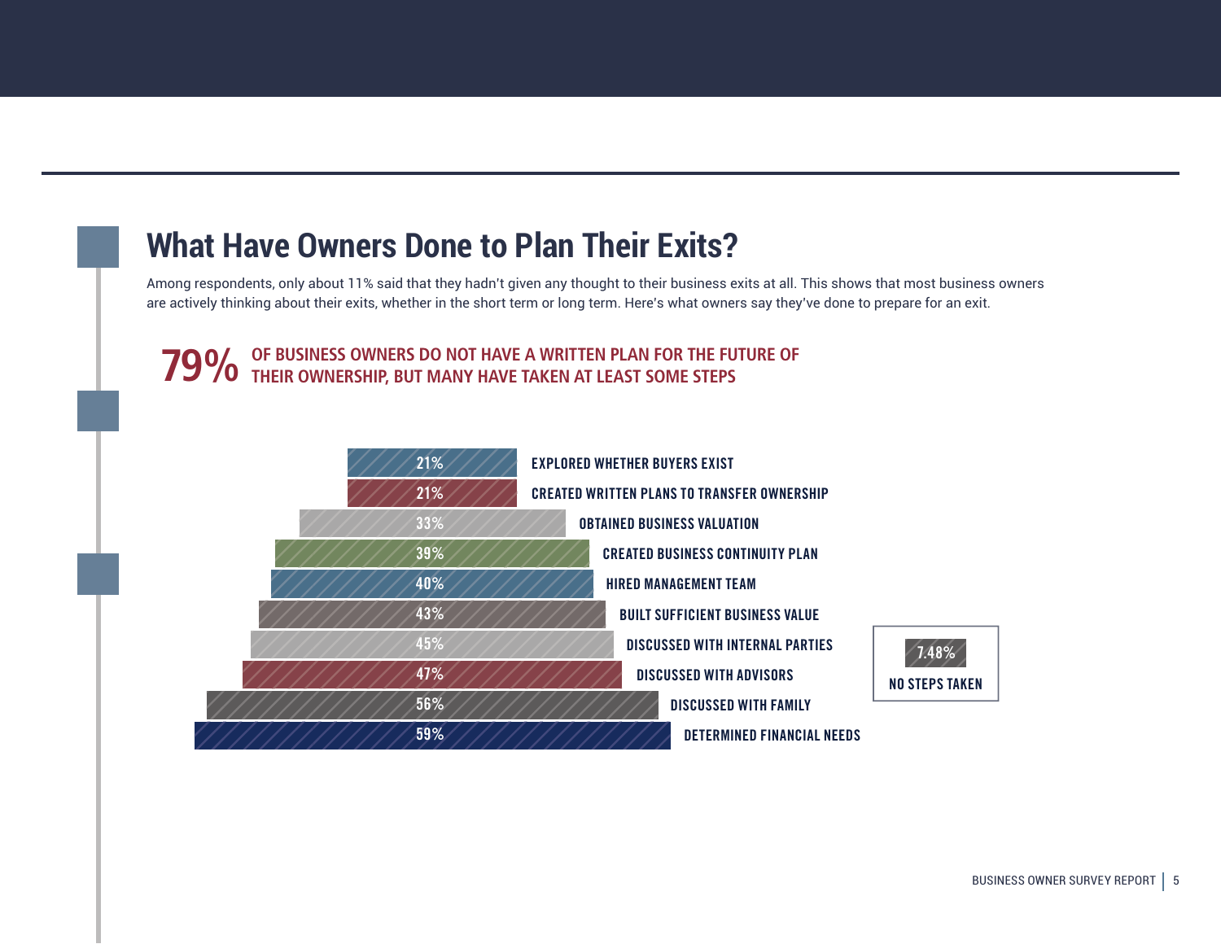# What Have Owners Done to Plan Their Exits?

Among respondents, only about 11% said that they hadn't given any thought to their business exits at all. This shows that most business owners are actively thinking about their exits, whether in the short term or long term. Here's what owners say they've done to prepare for an exit.

**79% OF BUSINESS OWNERS DO NOT HAVE A WRITTEN PLAN FOR THE FUTURE OF THEIR OWNERSHIP, BUT MANY HAVE TAKEN AT LEAST SOME STEPS**

| Percentage | Step |
|---|---|
| 21% | EXPLORED WHETHER BUYERS EXIST |
| 21% | CREATED WRITTEN PLANS TO TRANSFER OWNERSHIP |
| 33% | OBTAINED BUSINESS VALUATION |
| 39% | CREATED BUSINESS CONTINUITY PLAN |
| 40% | HIRED MANAGEMENT TEAM |
| 43% | BUILT SUFFICIENT BUSINESS VALUE |
| 45% | DISCUSSED WITH INTERNAL PARTIES |
| 47% | DISCUSSED WITH ADVISORS |
| 56% | DISCUSSED WITH FAMILY |
| 59% | DETERMINED FINANCIAL NEEDS |

7.48% NO STEPS TAKEN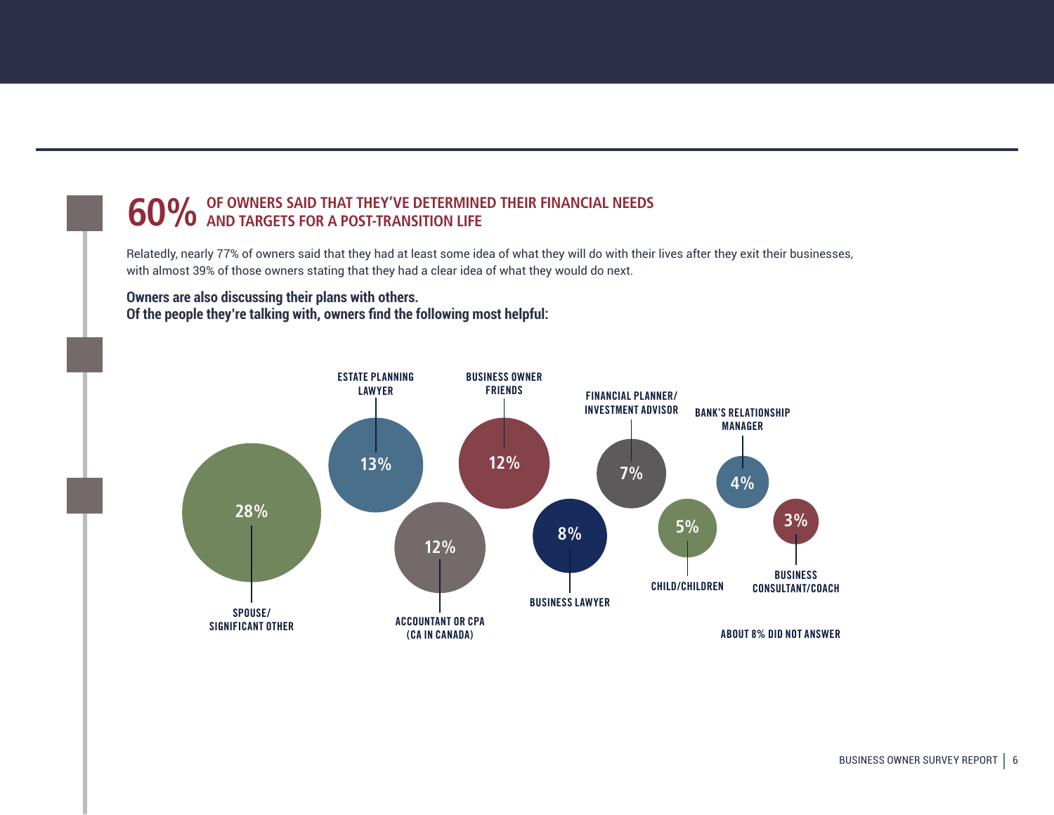## 60% OF OWNERS SAID THAT THEY'VE DETERMINED THEIR FINANCIAL NEEDS AND TARGETS FOR A POST-TRANSITION LIFE

Relatedly, nearly 77% of owners said that they had at least some idea of what they will do with their lives after they exit their businesses, with almost 39% of those owners stating that they had a clear idea of what they would do next.

**Owners are also discussing their plans with others.**
**Of the people they're talking with, owners find the following most helpful:**

| Person | Percentage |
| --- | --- |
| SPOUSE/SIGNIFICANT OTHER | 28% |
| ESTATE PLANNING LAWYER | 13% |
| ACCOUNTANT OR CPA (CA IN CANADA) | 12% |
| BUSINESS OWNER FRIENDS | 12% |
| BUSINESS LAWYER | 8% |
| FINANCIAL PLANNER/INVESTMENT ADVISOR | 7% |
| CHILD/CHILDREN | 5% |
| BANK'S RELATIONSHIP MANAGER | 4% |
| BUSINESS CONSULTANT/COACH | 3% |

ABOUT 8% DID NOT ANSWER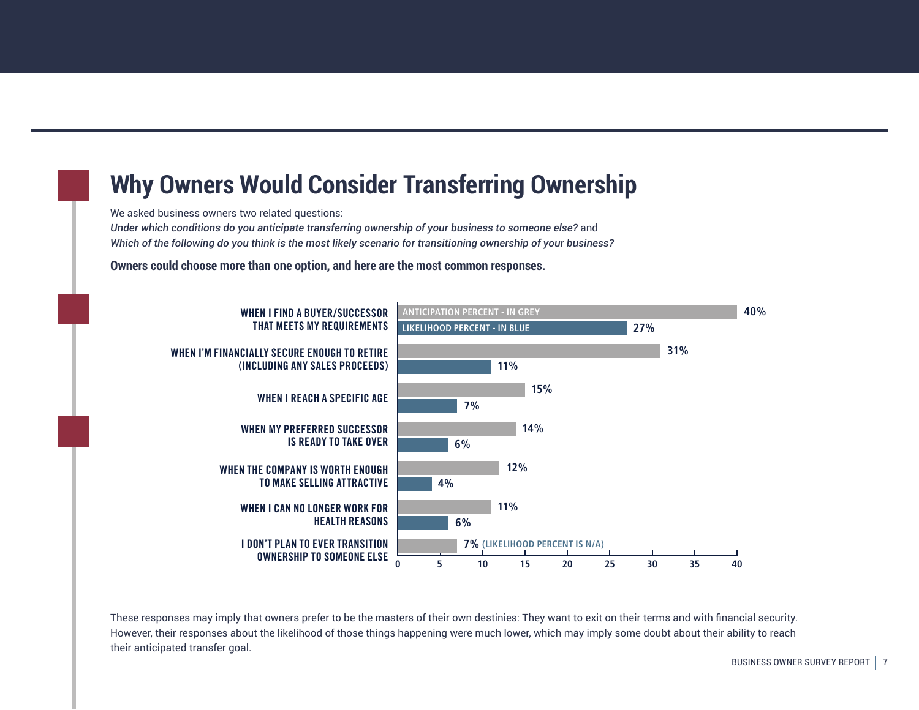## Why Owners Would Consider Transferring Ownership

We asked business owners two related questions:
*Under which conditions do you anticipate transferring ownership of your business to someone else?* and *Which of the following do you think is the most likely scenario for transitioning ownership of your business?*

**Owners could choose more than one option, and here are the most common responses.**

| Response | Anticipation Percent (in grey) | Likelihood Percent (in blue) |
| --- | --- | --- |
| When I find a buyer/successor that meets my requirements | 40% | 27% |
| When I'm financially secure enough to retire (including any sales proceeds) | 31% | 11% |
| When I reach a specific age | 15% | 7% |
| When my preferred successor is ready to take over | 14% | 6% |
| When the company is worth enough to make selling attractive | 12% | 4% |
| When I can no longer work for health reasons | 11% | 6% |
| I don't plan to ever transition ownership to someone else | 7% | (Likelihood percent is N/A) |

These responses may imply that owners prefer to be the masters of their own destinies: They want to exit on their terms and with financial security. However, their responses about the likelihood of those things happening were much lower, which may imply some doubt about their ability to reach their anticipated transfer goal.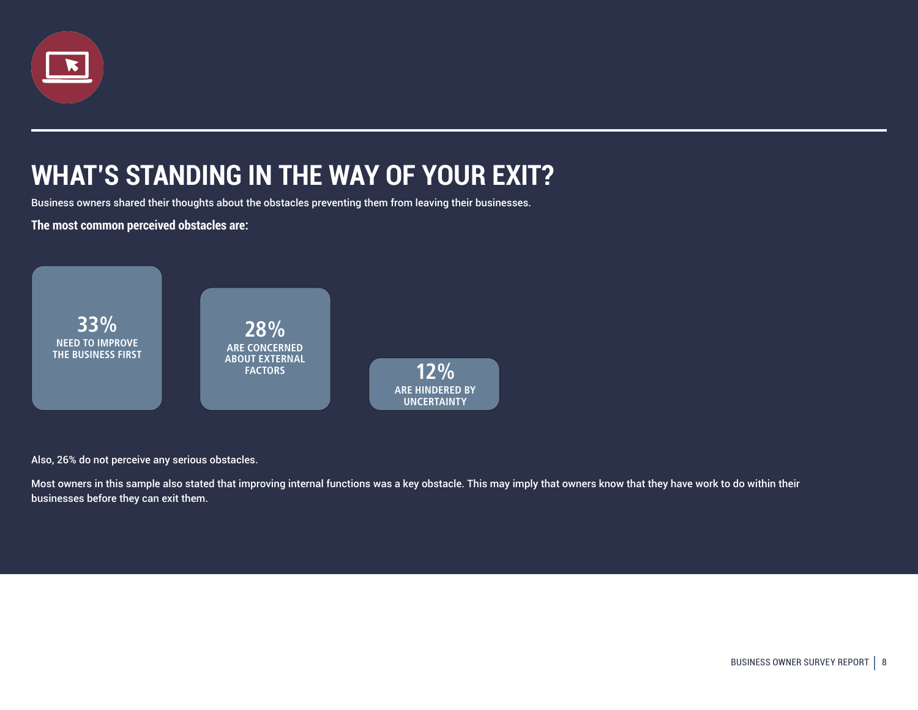# WHAT'S STANDING IN THE WAY OF YOUR EXIT?

Business owners shared their thoughts about the obstacles preventing them from leaving their businesses.

**The most common perceived obstacles are:**

**33%** NEED TO IMPROVE THE BUSINESS FIRST

**28%** ARE CONCERNED ABOUT EXTERNAL FACTORS

**12%** ARE HINDERED BY UNCERTAINTY

Also, 26% do not perceive any serious obstacles.

Most owners in this sample also stated that improving internal functions was a key obstacle. This may imply that owners know that they have work to do within their businesses before they can exit them.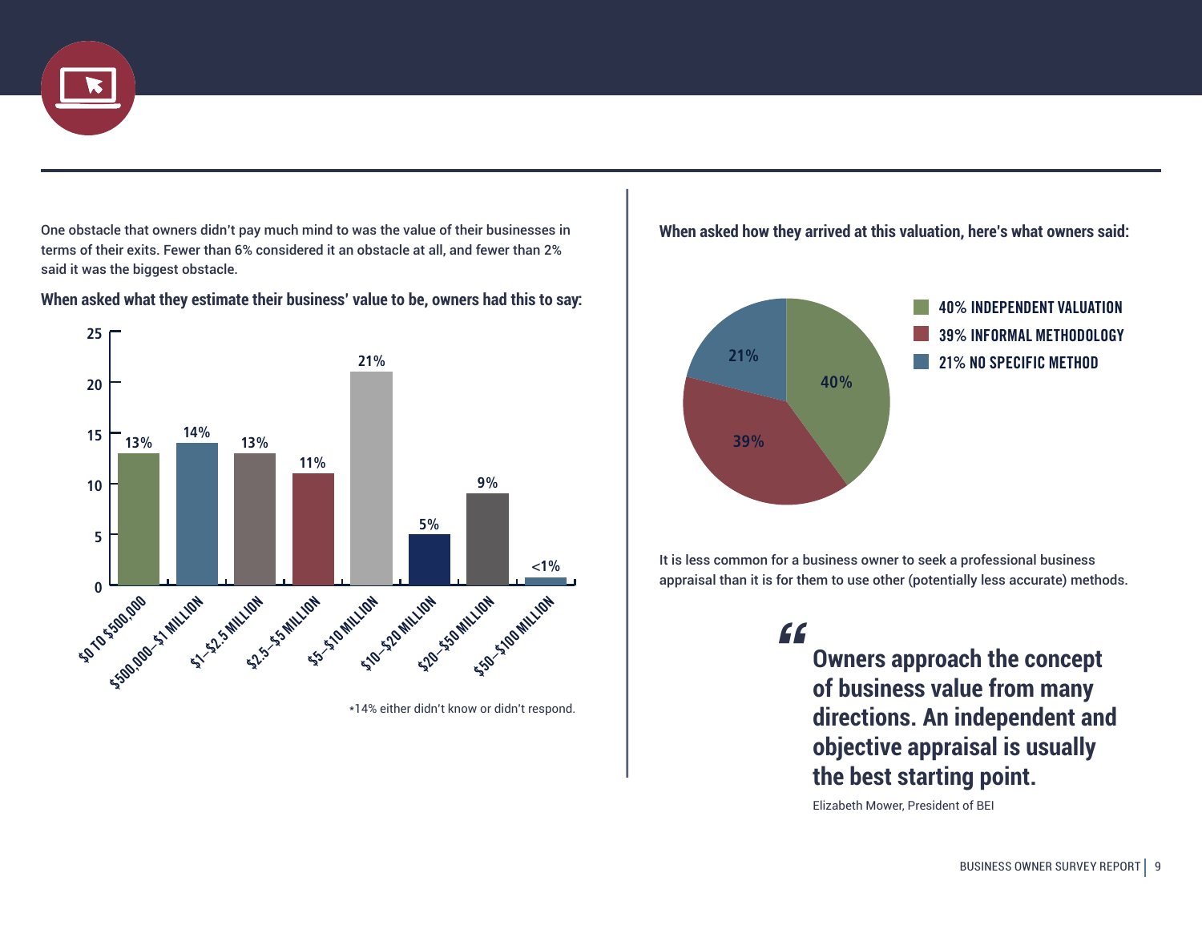One obstacle that owners didn't pay much mind to was the value of their businesses in terms of their exits. Fewer than 6% considered it an obstacle at all, and fewer than 2% said it was the biggest obstacle.

**When asked what they estimate their business' value to be, owners had this to say:**

| Business value | Percentage |
|---|---|
| $0 TO $500,000 | 13% |
| $500,000–$1 MILLION | 14% |
| $1–$2.5 MILLION | 13% |
| $2.5–$5 MILLION | 11% |
| $5–$10 MILLION | 21% |
| $10–$20 MILLION | 5% |
| $20–$50 MILLION | 9% |
| $50–$100 MILLION | <1% |

*14% either didn't know or didn't respond.

**When asked how they arrived at this valuation, here's what owners said:**

- 40% INDEPENDENT VALUATION
- 39% INFORMAL METHODOLOGY
- 21% NO SPECIFIC METHOD

It is less common for a business owner to seek a professional business appraisal than it is for them to use other (potentially less accurate) methods.

> **"Owners approach the concept of business value from many directions. An independent and objective appraisal is usually the best starting point.**
>
> Elizabeth Mower, President of BEI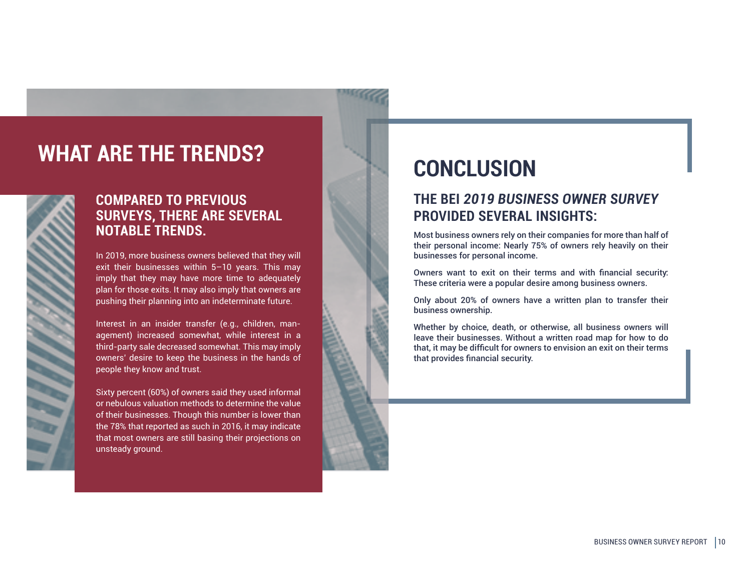# WHAT ARE THE TRENDS?

## COMPARED TO PREVIOUS SURVEYS, THERE ARE SEVERAL NOTABLE TRENDS.

In 2019, more business owners believed that they will exit their businesses within 5–10 years. This may imply that they may have more time to adequately plan for those exits. It may also imply that owners are pushing their planning into an indeterminate future.

Interest in an insider transfer (e.g., children, management) increased somewhat, while interest in a third-party sale decreased somewhat. This may imply owners' desire to keep the business in the hands of people they know and trust.

Sixty percent (60%) of owners said they used informal or nebulous valuation methods to determine the value of their businesses. Though this number is lower than the 78% that reported as such in 2016, it may indicate that most owners are still basing their projections on unsteady ground.

# CONCLUSION

## THE BEI *2019 BUSINESS OWNER SURVEY* PROVIDED SEVERAL INSIGHTS:

Most business owners rely on their companies for more than half of their personal income: Nearly 75% of owners rely heavily on their businesses for personal income.

Owners want to exit on their terms and with financial security: These criteria were a popular desire among business owners.

Only about 20% of owners have a written plan to transfer their business ownership.

Whether by choice, death, or otherwise, all business owners will leave their businesses. Without a written road map for how to do that, it may be difficult for owners to envision an exit on their terms that provides financial security.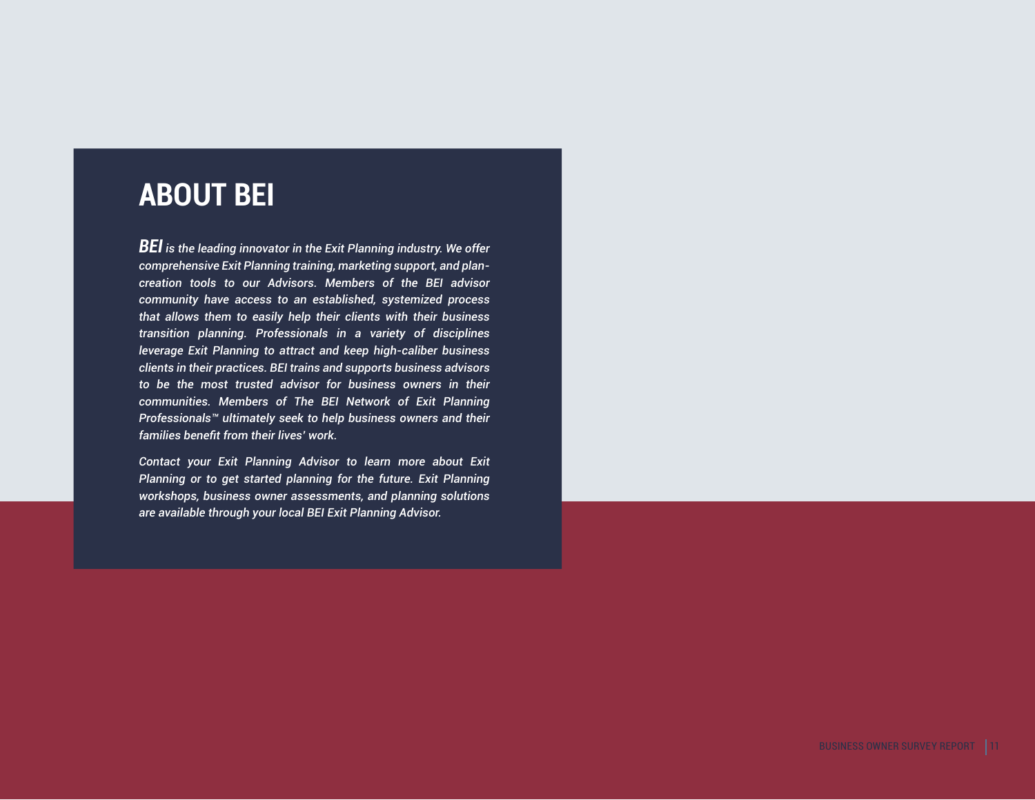# ABOUT BEI

***BEI** is the leading innovator in the Exit Planning industry. We offer comprehensive Exit Planning training, marketing support, and plan-creation tools to our Advisors. Members of the BEI advisor community have access to an established, systemized process that allows them to easily help their clients with their business transition planning. Professionals in a variety of disciplines leverage Exit Planning to attract and keep high-caliber business clients in their practices. BEI trains and supports business advisors to be the most trusted advisor for business owners in their communities. Members of The BEI Network of Exit Planning Professionals™ ultimately seek to help business owners and their families benefit from their lives' work.*

*Contact your Exit Planning Advisor to learn more about Exit Planning or to get started planning for the future. Exit Planning workshops, business owner assessments, and planning solutions are available through your local BEI Exit Planning Advisor.*